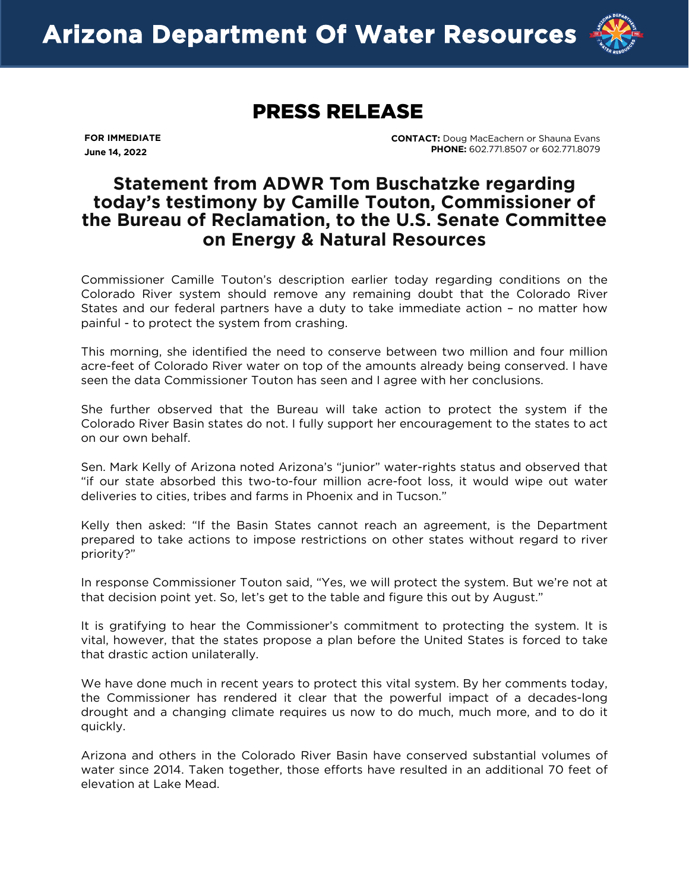# Arizona Department Of Water Resources

## PRESS RELEASE

**FOR IMMEDIATE**
**June 14, 2022**

**CONTACT:** Doug MacEachern or Shauna Evans
**PHONE:** 602.771.8507 or 602.771.8079

## Statement from ADWR Tom Buschatzke regarding today's testimony by Camille Touton, Commissioner of the Bureau of Reclamation, to the U.S. Senate Committee on Energy & Natural Resources

Commissioner Camille Touton's description earlier today regarding conditions on the Colorado River system should remove any remaining doubt that the Colorado River States and our federal partners have a duty to take immediate action – no matter how painful - to protect the system from crashing.

This morning, she identified the need to conserve between two million and four million acre-feet of Colorado River water on top of the amounts already being conserved. I have seen the data Commissioner Touton has seen and I agree with her conclusions.

She further observed that the Bureau will take action to protect the system if the Colorado River Basin states do not. I fully support her encouragement to the states to act on our own behalf.

Sen. Mark Kelly of Arizona noted Arizona's "junior" water-rights status and observed that "if our state absorbed this two-to-four million acre-foot loss, it would wipe out water deliveries to cities, tribes and farms in Phoenix and in Tucson."

Kelly then asked: "If the Basin States cannot reach an agreement, is the Department prepared to take actions to impose restrictions on other states without regard to river priority?"

In response Commissioner Touton said, "Yes, we will protect the system. But we're not at that decision point yet. So, let's get to the table and figure this out by August."

It is gratifying to hear the Commissioner's commitment to protecting the system. It is vital, however, that the states propose a plan before the United States is forced to take that drastic action unilaterally.

We have done much in recent years to protect this vital system. By her comments today, the Commissioner has rendered it clear that the powerful impact of a decades-long drought and a changing climate requires us now to do much, much more, and to do it quickly.

Arizona and others in the Colorado River Basin have conserved substantial volumes of water since 2014. Taken together, those efforts have resulted in an additional 70 feet of elevation at Lake Mead.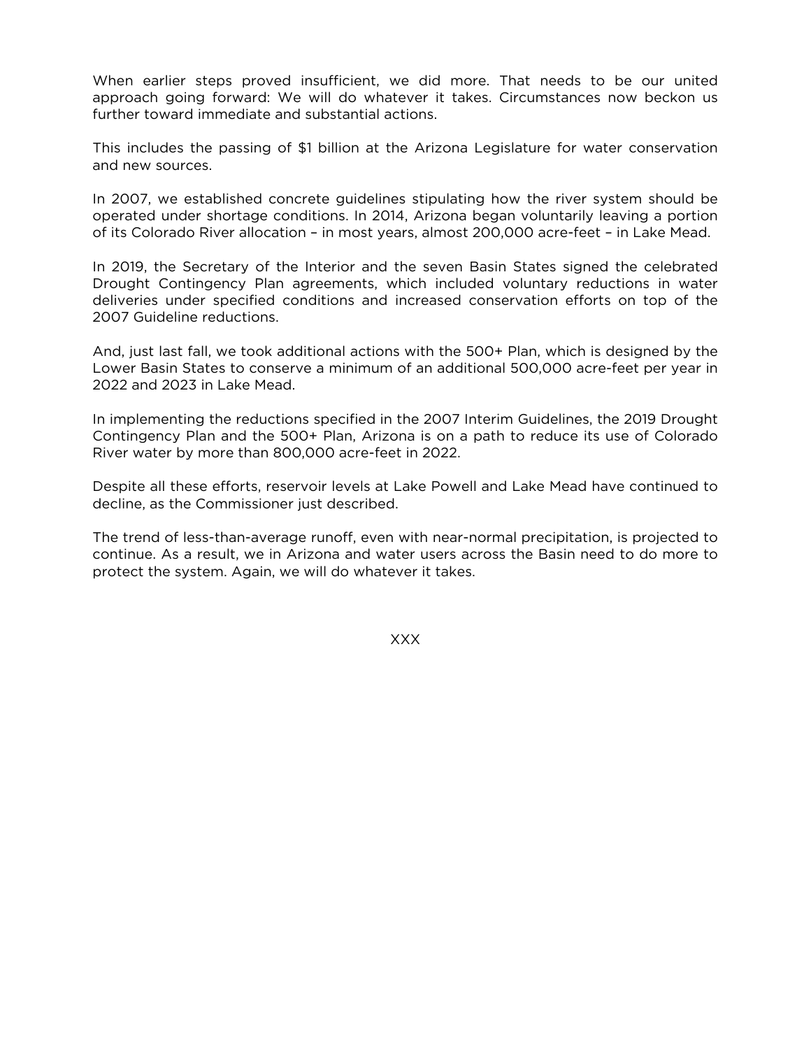When earlier steps proved insufficient, we did more. That needs to be our united approach going forward: We will do whatever it takes. Circumstances now beckon us further toward immediate and substantial actions.

This includes the passing of $1 billion at the Arizona Legislature for water conservation and new sources.

In 2007, we established concrete guidelines stipulating how the river system should be operated under shortage conditions. In 2014, Arizona began voluntarily leaving a portion of its Colorado River allocation – in most years, almost 200,000 acre-feet – in Lake Mead.

In 2019, the Secretary of the Interior and the seven Basin States signed the celebrated Drought Contingency Plan agreements, which included voluntary reductions in water deliveries under specified conditions and increased conservation efforts on top of the 2007 Guideline reductions.

And, just last fall, we took additional actions with the 500+ Plan, which is designed by the Lower Basin States to conserve a minimum of an additional 500,000 acre-feet per year in 2022 and 2023 in Lake Mead.

In implementing the reductions specified in the 2007 Interim Guidelines, the 2019 Drought Contingency Plan and the 500+ Plan, Arizona is on a path to reduce its use of Colorado River water by more than 800,000 acre-feet in 2022.

Despite all these efforts, reservoir levels at Lake Powell and Lake Mead have continued to decline, as the Commissioner just described.

The trend of less-than-average runoff, even with near-normal precipitation, is projected to continue. As a result, we in Arizona and water users across the Basin need to do more to protect the system. Again, we will do whatever it takes.

XXX